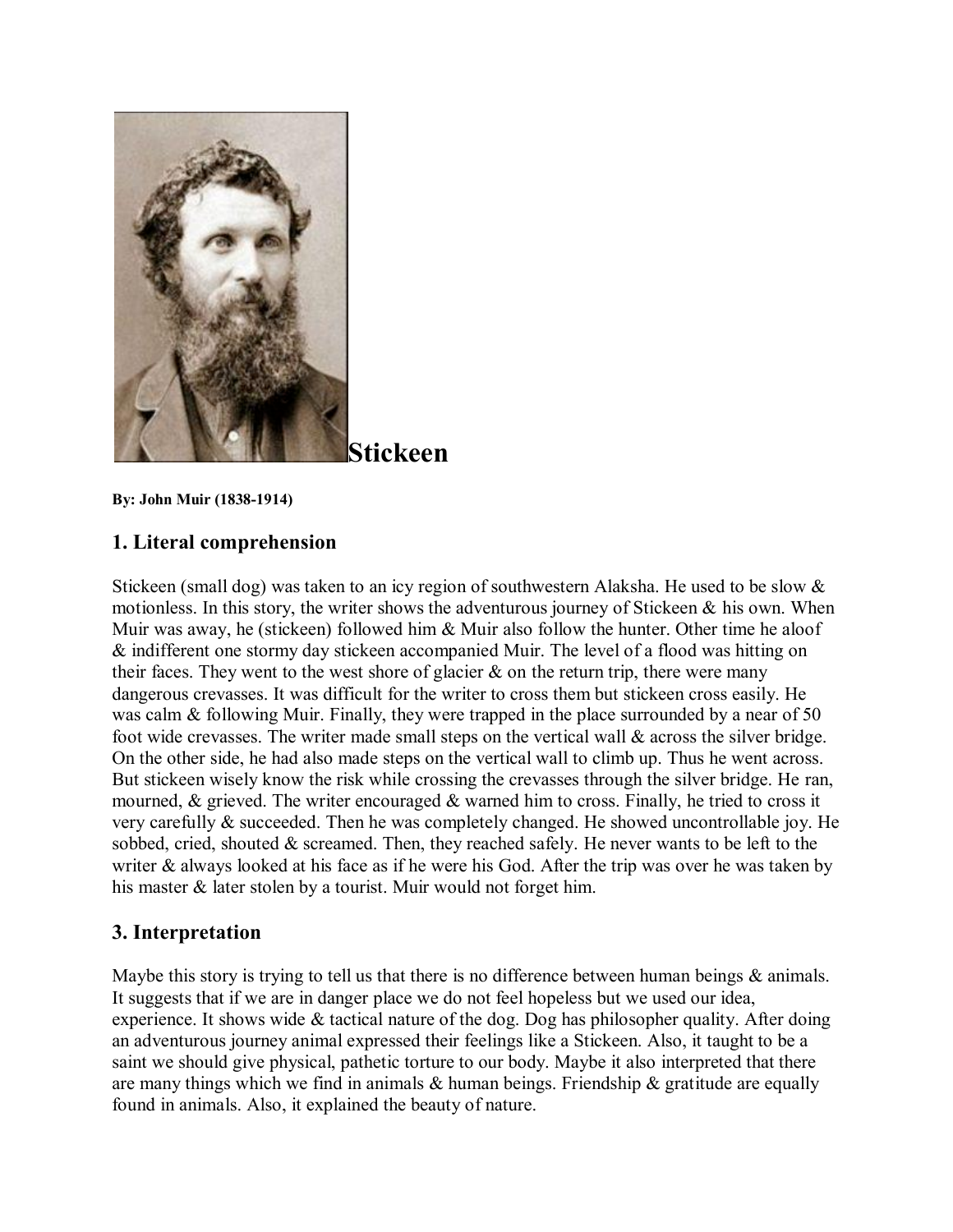# Stickeen

**By: John Muir (1838-1914)**

## 1. Literal comprehension

Stickeen (small dog) was taken to an icy region of southwestern Alaksha. He used to be slow & motionless. In this story, the writer shows the adventurous journey of Stickeen & his own. When Muir was away, he (stickeen) followed him & Muir also follow the hunter. Other time he aloof & indifferent one stormy day stickeen accompanied Muir. The level of a flood was hitting on their faces. They went to the west shore of glacier & on the return trip, there were many dangerous crevasses. It was difficult for the writer to cross them but stickeen cross easily. He was calm & following Muir. Finally, they were trapped in the place surrounded by a near of 50 foot wide crevasses. The writer made small steps on the vertical wall & across the silver bridge. On the other side, he had also made steps on the vertical wall to climb up. Thus he went across. But stickeen wisely know the risk while crossing the crevasses through the silver bridge. He ran, mourned, & grieved. The writer encouraged & warned him to cross. Finally, he tried to cross it very carefully & succeeded. Then he was completely changed. He showed uncontrollable joy. He sobbed, cried, shouted & screamed. Then, they reached safely. He never wants to be left to the writer & always looked at his face as if he were his God. After the trip was over he was taken by his master & later stolen by a tourist. Muir would not forget him.

## 3. Interpretation

Maybe this story is trying to tell us that there is no difference between human beings & animals. It suggests that if we are in danger place we do not feel hopeless but we used our idea, experience. It shows wide & tactical nature of the dog. Dog has philosopher quality. After doing an adventurous journey animal expressed their feelings like a Stickeen. Also, it taught to be a saint we should give physical, pathetic torture to our body. Maybe it also interpreted that there are many things which we find in animals & human beings. Friendship & gratitude are equally found in animals. Also, it explained the beauty of nature.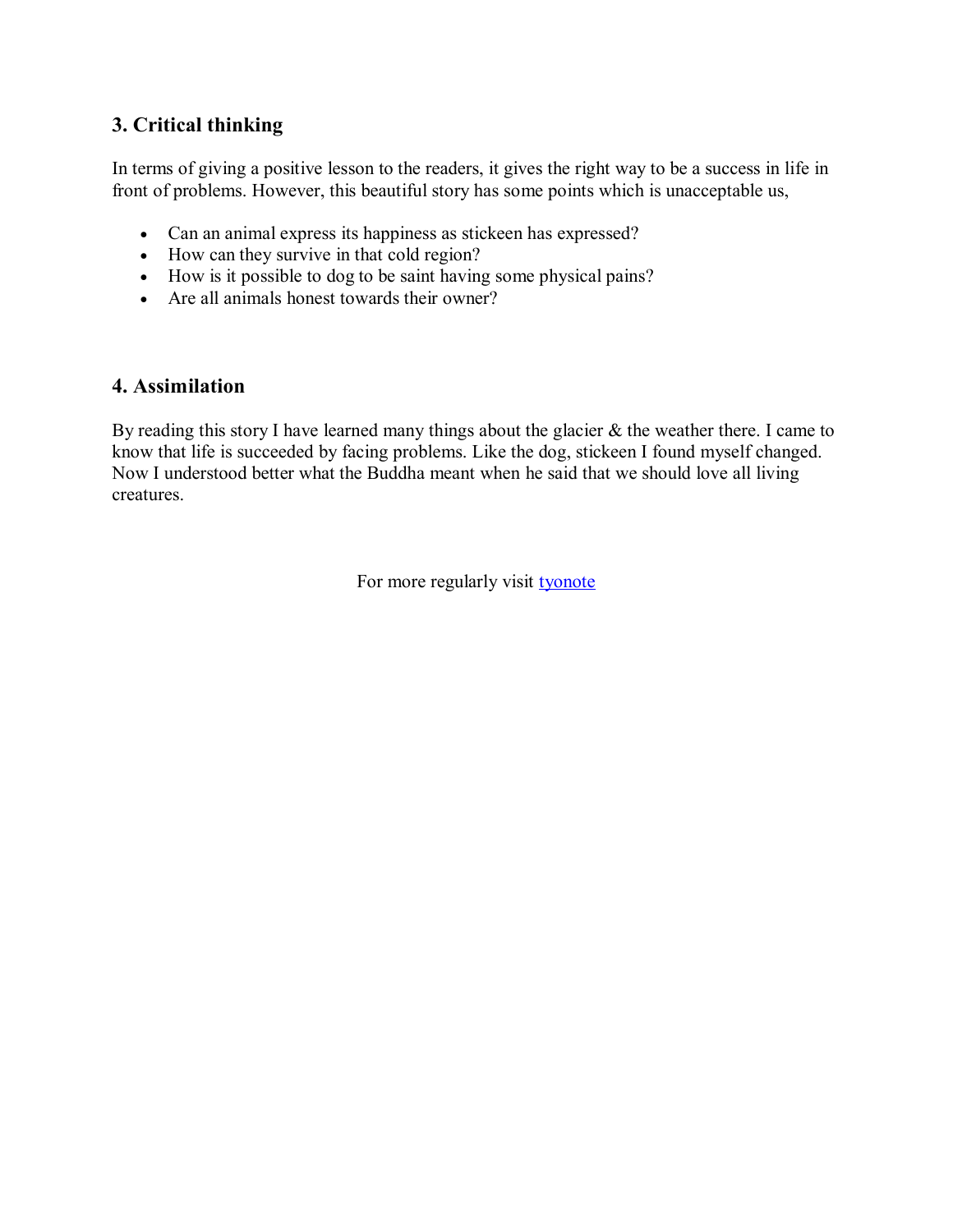## 3. Critical thinking

In terms of giving a positive lesson to the readers, it gives the right way to be a success in life in front of problems. However, this beautiful story has some points which is unacceptable us,

- Can an animal express its happiness as stickeen has expressed?
- How can they survive in that cold region?
- How is it possible to dog to be saint having some physical pains?
- Are all animals honest towards their owner?

## 4. Assimilation

By reading this story I have learned many things about the glacier & the weather there. I came to know that life is succeeded by facing problems. Like the dog, stickeen I found myself changed. Now I understood better what the Buddha meant when he said that we should love all living creatures.

For more regularly visit tyonote